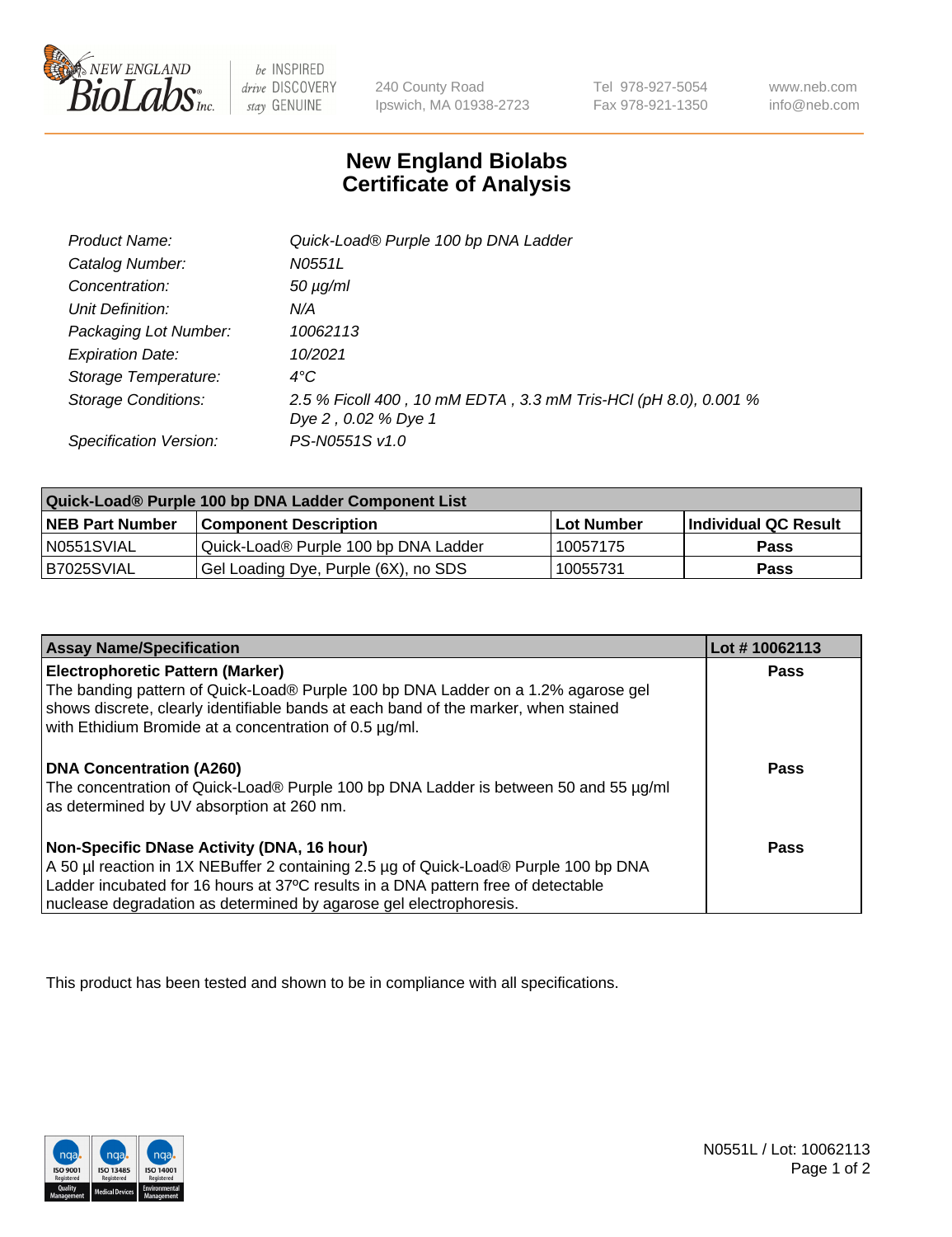New England BioLabs Inc. — be INSPIRED drive DISCOVERY stay GENUINE

240 County Road
Ipswich, MA 01938-2723

Tel 978-927-5054
Fax 978-921-1350

www.neb.com
info@neb.com

# New England Biolabs
# Certificate of Analysis

| | |
|---|---|
| *Product Name:* | *Quick-Load® Purple 100 bp DNA Ladder* |
| *Catalog Number:* | *N0551L* |
| *Concentration:* | *50 µg/ml* |
| *Unit Definition:* | *N/A* |
| *Packaging Lot Number:* | *10062113* |
| *Expiration Date:* | *10/2021* |
| *Storage Temperature:* | *4°C* |
| *Storage Conditions:* | *2.5 % Ficoll 400 , 10 mM EDTA , 3.3 mM Tris-HCl (pH 8.0), 0.001 % Dye 2 , 0.02 % Dye 1* |
| *Specification Version:* | *PS-N0551S v1.0* |

| Quick-Load® Purple 100 bp DNA Ladder Component List | | | |
|---|---|---|---|
| **NEB Part Number** | **Component Description** | **Lot Number** | **Individual QC Result** |
| N0551SVIAL | Quick-Load® Purple 100 bp DNA Ladder | 10057175 | **Pass** |
| B7025SVIAL | Gel Loading Dye, Purple (6X), no SDS | 10055731 | **Pass** |

| Assay Name/Specification | Lot # 10062113 |
|---|---|
| **Electrophoretic Pattern (Marker)**<br>The banding pattern of Quick-Load® Purple 100 bp DNA Ladder on a 1.2% agarose gel shows discrete, clearly identifiable bands at each band of the marker, when stained with Ethidium Bromide at a concentration of 0.5 µg/ml. | **Pass** |
| **DNA Concentration (A260)**<br>The concentration of Quick-Load® Purple 100 bp DNA Ladder is between 50 and 55 µg/ml as determined by UV absorption at 260 nm. | **Pass** |
| **Non-Specific DNase Activity (DNA, 16 hour)**<br>A 50 µl reaction in 1X NEBuffer 2 containing 2.5 µg of Quick-Load® Purple 100 bp DNA Ladder incubated for 16 hours at 37ºC results in a DNA pattern free of detectable nuclease degradation as determined by agarose gel electrophoresis. | **Pass** |

This product has been tested and shown to be in compliance with all specifications.

N0551L / Lot: 10062113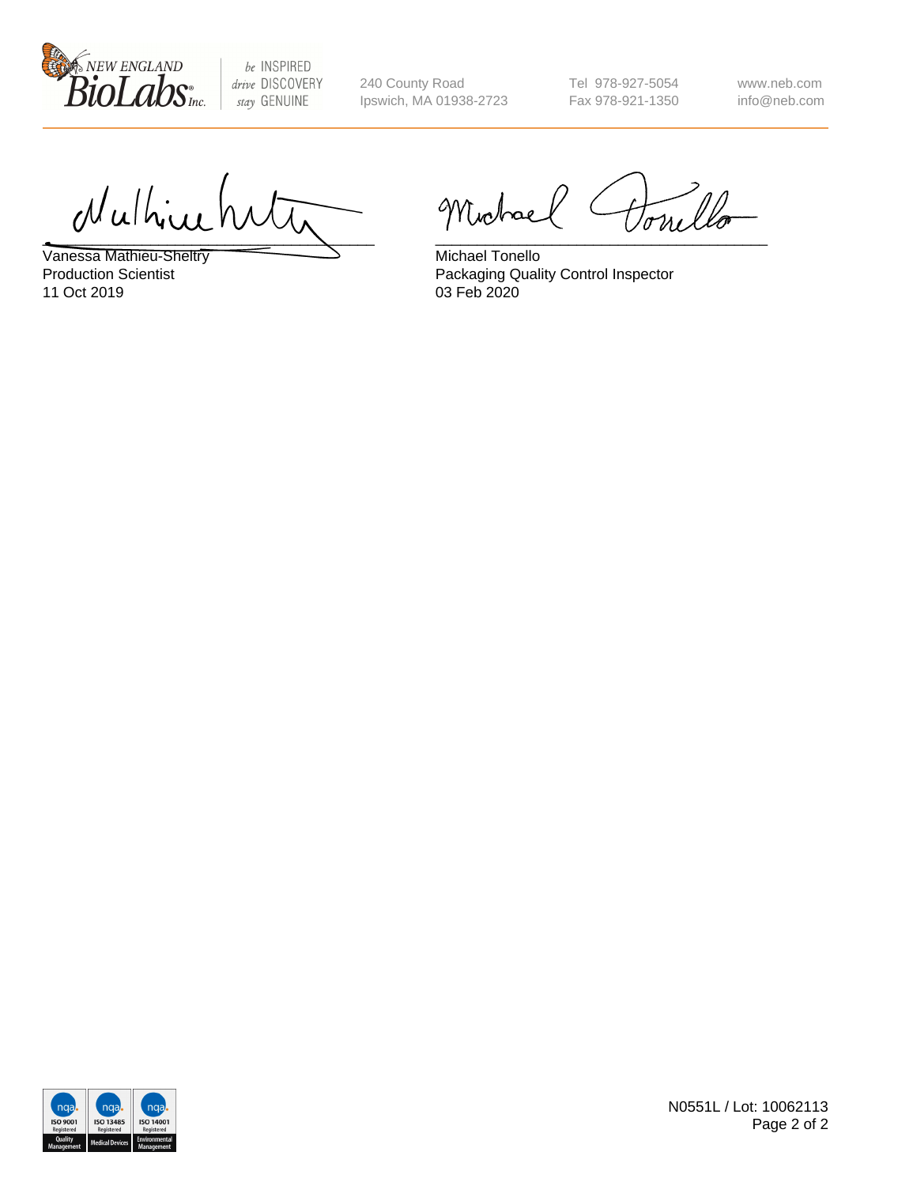Vanessa Mathieu-Sheltry
Production Scientist
11 Oct 2019

Michael Tonello
Packaging Quality Control Inspector
03 Feb 2020

N0551L / Lot: 10062113